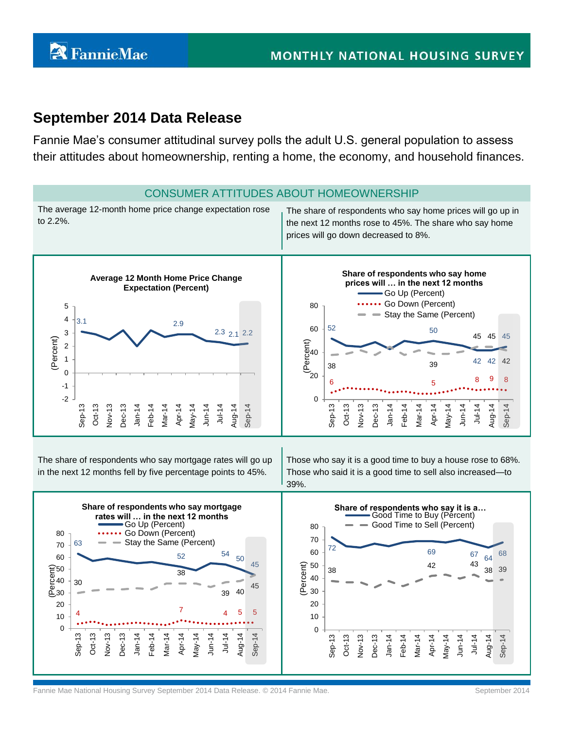# September 2014 Data Release

Fannie Mae's consumer attitudinal survey polls the adult U.S. general population to assess their attitudes about homeownership, renting a home, the economy, and household finances.

## CONSUMER ATTITUDES ABOUT HOMEOWNERSHIP

The average 12-month home price change expectation rose to 2.2%.

The share of respondents who say home prices will go up in the next 12 months rose to 45%. The share who say home prices will go down decreased to 8%.

**Average 12 Month Home Price Change Expectation (Percent)**

| | Sep-13 | Apr-14 | Jul-14 | Aug-14 | Sep-14 |
|---|---|---|---|---|---|
| Average 12 Month Home Price Change Expectation (Percent) | 3.1 | 2.9 | 2.3 | 2.1 | 2.2 |

**Share of respondents who say home prices will … in the next 12 months**

| | Sep-13 | Apr-14 | Jul-14 | Aug-14 | Sep-14 |
|---|---|---|---|---|---|
| Go Up (Percent) | 52 | 50 | 42 | 42 | 45 |
| Go Down (Percent) | 6 | 5 | 8 | 9 | 8 |
| Stay the Same (Percent) | 38 | 39 | 45 | 45 | 42 |

The share of respondents who say mortgage rates will go up in the next 12 months fell by five percentage points to 45%.

Those who say it is a good time to buy a house rose to 68%. Those who said it is a good time to sell also increased—to 39%.

**Share of respondents who say mortgage rates will … in the next 12 months**

| | Sep-13 | Apr-14 | Jul-14 | Aug-14 | Sep-14 |
|---|---|---|---|---|---|
| Go Up (Percent) | 63 | 52 | 54 | 50 | 45 |
| Go Down (Percent) | 4 | 7 | 4 | 5 | 5 |
| Stay the Same (Percent) | 30 | 38 | 39 | 40 | 45 |

**Share of respondents who say it is a…**

| | Sep-13 | Apr-14 | Jul-14 | Aug-14 | Sep-14 |
|---|---|---|---|---|---|
| Good Time to Buy (Percent) | 72 | 69 | 67 | 64 | 68 |
| Good Time to Sell (Percent) | 38 | 42 | 43 | 38 | 39 |

Fannie Mae National Housing Survey September 2014 Data Release. © 2014 Fannie Mae.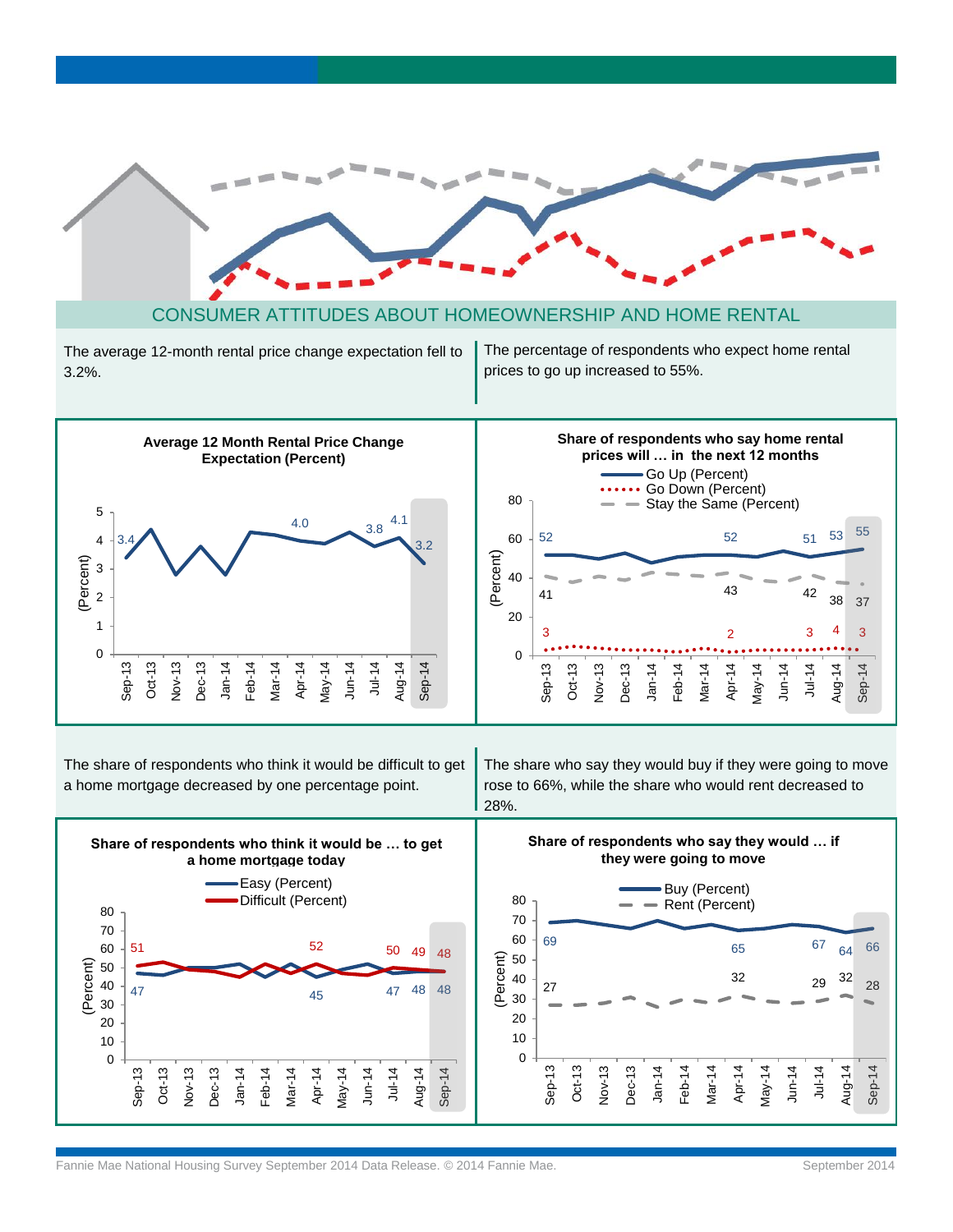# CONSUMER ATTITUDES ABOUT HOMEOWNERSHIP AND HOME RENTAL

The average 12-month rental price change expectation fell to 3.2%.

**Average 12 Month Rental Price Change Expectation (Percent)**

| Month | Percent |
|---|---|
| Sep-13 | 3.4 |
| Apr-14 | 4.0 |
| Jul-14 | 3.8 |
| Aug-14 | 4.1 |
| Sep-14 | 3.2 |

The percentage of respondents who expect home rental prices to go up increased to 55%.

**Share of respondents who say home rental prices will … in the next 12 months**

| Month | Go Up (Percent) | Go Down (Percent) | Stay the Same (Percent) |
|---|---|---|---|
| Sep-13 | 52 | 3 | 41 |
| Apr-14 | 52 | 2 | 43 |
| Jul-14 | 51 | 3 | 42 |
| Aug-14 | 53 | 4 | 38 |
| Sep-14 | 55 | 3 | 37 |

The share of respondents who think it would be difficult to get a home mortgage decreased by one percentage point.

**Share of respondents who think it would be … to get a home mortgage today**

| Month | Easy (Percent) | Difficult (Percent) |
|---|---|---|
| Sep-13 | 47 | 51 |
| Apr-14 | 45 | 52 |
| Jul-14 | 47 | 50 |
| Aug-14 | 48 | 49 |
| Sep-14 | 48 | 48 |

The share who say they would buy if they were going to move rose to 66%, while the share who would rent decreased to 28%.

**Share of respondents who say they would … if they were going to move**

| Month | Buy (Percent) | Rent (Percent) |
|---|---|---|
| Sep-13 | 69 | 27 |
| Apr-14 | 65 | 32 |
| Jul-14 | 67 | 29 |
| Aug-14 | 64 | 32 |
| Sep-14 | 66 | 28 |

Fannie Mae National Housing Survey September 2014 Data Release. © 2014 Fannie Mae.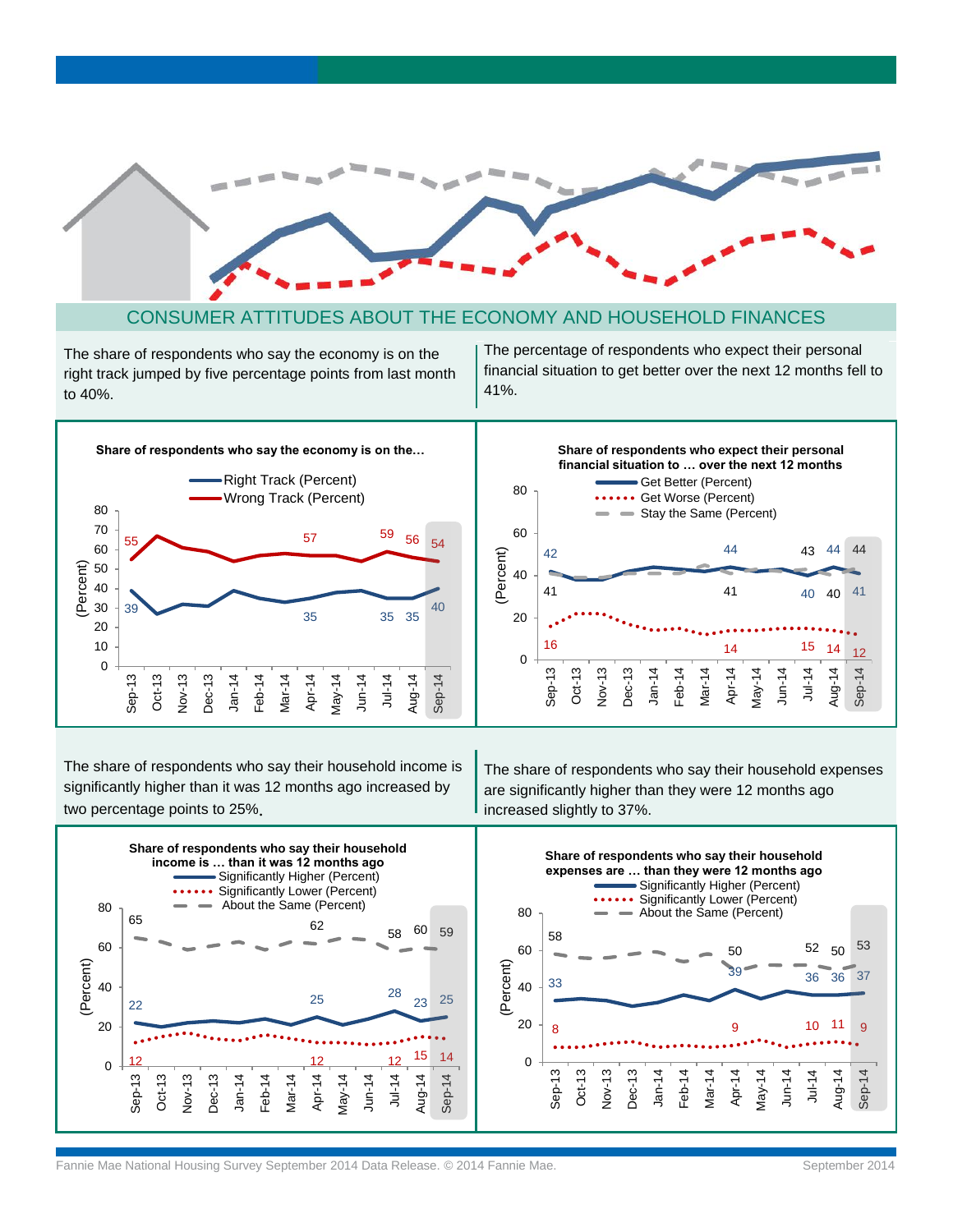## CONSUMER ATTITUDES ABOUT THE ECONOMY AND HOUSEHOLD FINANCES

The share of respondents who say the economy is on the right track jumped by five percentage points from last month to 40%.

The percentage of respondents who expect their personal financial situation to get better over the next 12 months fell to 41%.

**Share of respondents who say the economy is on the...**

| | Sep-13 | Apr-14 | Jul-14 | Aug-14 | Sep-14 |
|---|---|---|---|---|---|
| Right Track (Percent) | 39 | 35 | 35 | 35 | 40 |
| Wrong Track (Percent) | 55 | 57 | 59 | 56 | 54 |

**Share of respondents who expect their personal financial situation to ... over the next 12 months**

| | Sep-13 | Apr-14 | Jul-14 | Aug-14 | Sep-14 |
|---|---|---|---|---|---|
| Get Better (Percent) | 42 | 44 | 43 | 44 | 44 |
| Stay the Same (Percent) | 41 | 41 | 40 | 40 | 41 |
| Get Worse (Percent) | 16 | 14 | 15 | 14 | 12 |

The share of respondents who say their household income is significantly higher than it was 12 months ago increased by two percentage points to 25%.

The share of respondents who say their household expenses are significantly higher than they were 12 months ago increased slightly to 37%.

**Share of respondents who say their household income is ... than it was 12 months ago**

| | Sep-13 | Apr-14 | Jul-14 | Aug-14 | Sep-14 |
|---|---|---|---|---|---|
| Significantly Higher (Percent) | 22 | 25 | 28 | 23 | 25 |
| Significantly Lower (Percent) | 12 | 12 | 12 | 15 | 14 |
| About the Same (Percent) | 65 | 62 | 58 | 60 | 59 |

**Share of respondents who say their household expenses are ... than they were 12 months ago**

| | Sep-13 | Apr-14 | Jul-14 | Aug-14 | Sep-14 |
|---|---|---|---|---|---|
| Significantly Higher (Percent) | 33 | 39 | 36 | 36 | 37 |
| Significantly Lower (Percent) | 8 | 9 | 10 | 11 | 9 |
| About the Same (Percent) | 58 | 50 | 52 | 50 | 53 |

Fannie Mae National Housing Survey September 2014 Data Release. © 2014 Fannie Mae.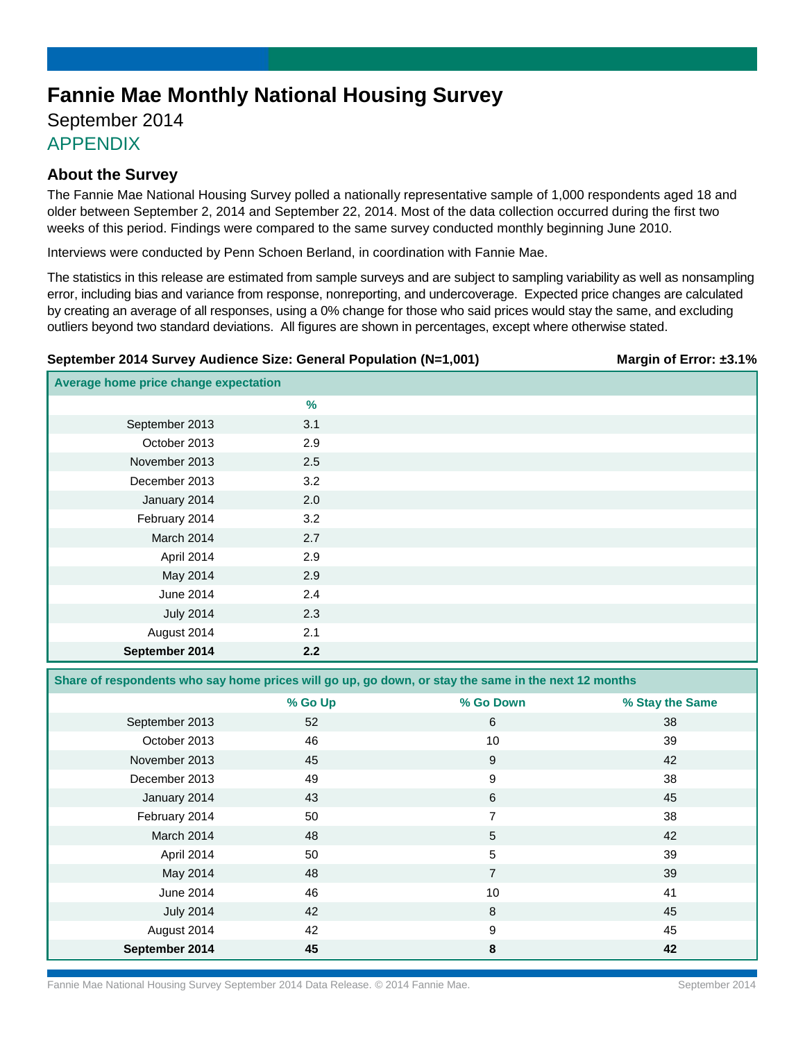# Fannie Mae Monthly National Housing Survey

September 2014

APPENDIX

## About the Survey

The Fannie Mae National Housing Survey polled a nationally representative sample of 1,000 respondents aged 18 and older between September 2, 2014 and September 22, 2014. Most of the data collection occurred during the first two weeks of this period. Findings were compared to the same survey conducted monthly beginning June 2010.

Interviews were conducted by Penn Schoen Berland, in coordination with Fannie Mae.

The statistics in this release are estimated from sample surveys and are subject to sampling variability as well as nonsampling error, including bias and variance from response, nonreporting, and undercoverage. Expected price changes are calculated by creating an average of all responses, using a 0% change for those who said prices would stay the same, and excluding outliers beyond two standard deviations. All figures are shown in percentages, except where otherwise stated.

**September 2014 Survey Audience Size: General Population (N=1,001)** **Margin of Error: ±3.1%**

**Average home price change expectation**

| | % |
|---|---|
| September 2013 | 3.1 |
| October 2013 | 2.9 |
| November 2013 | 2.5 |
| December 2013 | 3.2 |
| January 2014 | 2.0 |
| February 2014 | 3.2 |
| March 2014 | 2.7 |
| April 2014 | 2.9 |
| May 2014 | 2.9 |
| June 2014 | 2.4 |
| July 2014 | 2.3 |
| August 2014 | 2.1 |
| **September 2014** | **2.2** |

**Share of respondents who say home prices will go up, go down, or stay the same in the next 12 months**

| | % Go Up | % Go Down | % Stay the Same |
|---|---|---|---|
| September 2013 | 52 | 6 | 38 |
| October 2013 | 46 | 10 | 39 |
| November 2013 | 45 | 9 | 42 |
| December 2013 | 49 | 9 | 38 |
| January 2014 | 43 | 6 | 45 |
| February 2014 | 50 | 7 | 38 |
| March 2014 | 48 | 5 | 42 |
| April 2014 | 50 | 5 | 39 |
| May 2014 | 48 | 7 | 39 |
| June 2014 | 46 | 10 | 41 |
| July 2014 | 42 | 8 | 45 |
| August 2014 | 42 | 9 | 45 |
| **September 2014** | **45** | **8** | **42** |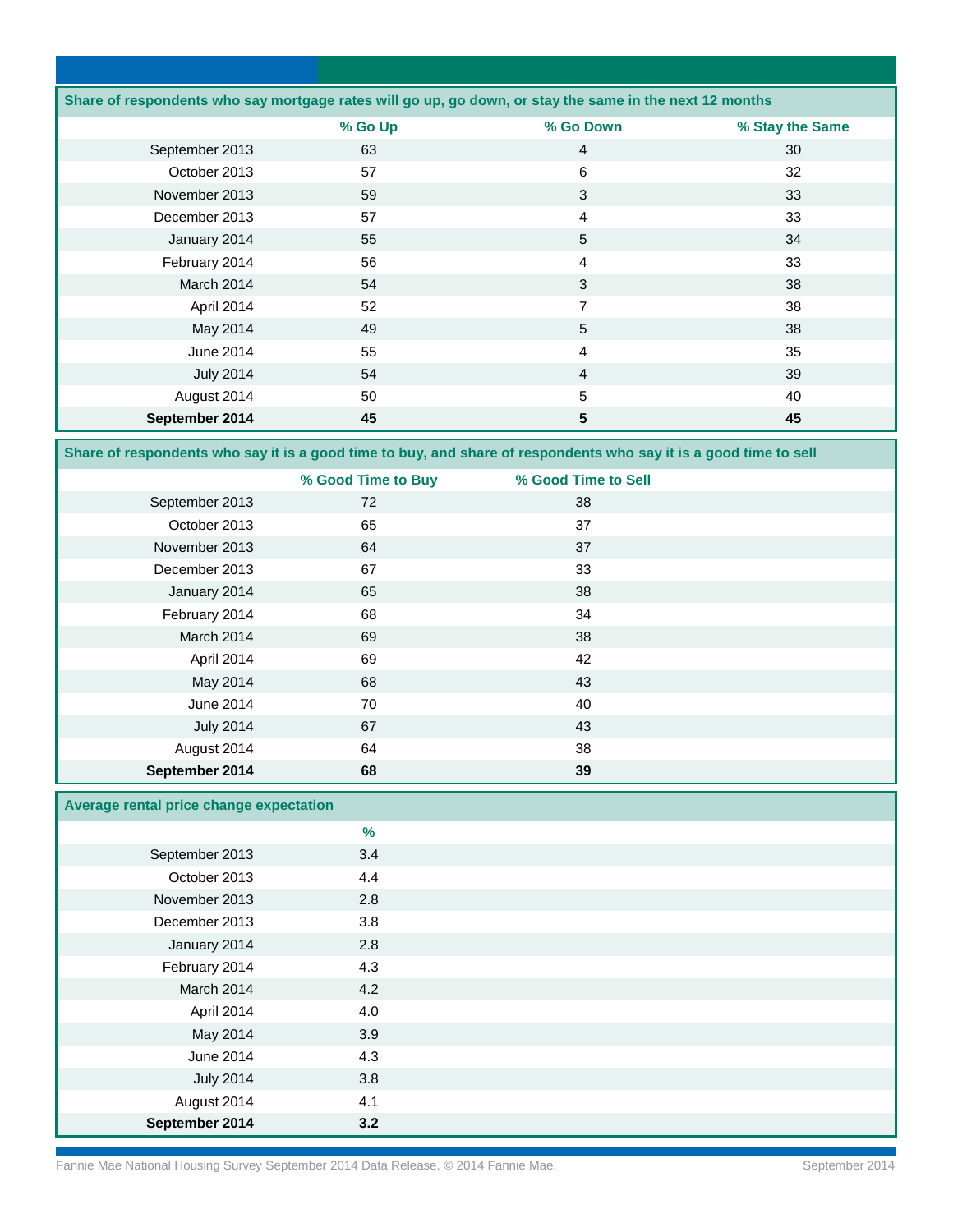**Share of respondents who say mortgage rates will go up, go down, or stay the same in the next 12 months**

| | % Go Up | % Go Down | % Stay the Same |
|---|---|---|---|
| September 2013 | 63 | 4 | 30 |
| October 2013 | 57 | 6 | 32 |
| November 2013 | 59 | 3 | 33 |
| December 2013 | 57 | 4 | 33 |
| January 2014 | 55 | 5 | 34 |
| February 2014 | 56 | 4 | 33 |
| March 2014 | 54 | 3 | 38 |
| April 2014 | 52 | 7 | 38 |
| May 2014 | 49 | 5 | 38 |
| June 2014 | 55 | 4 | 35 |
| July 2014 | 54 | 4 | 39 |
| August 2014 | 50 | 5 | 40 |
| **September 2014** | **45** | **5** | **45** |

**Share of respondents who say it is a good time to buy, and share of respondents who say it is a good time to sell**

| | % Good Time to Buy | % Good Time to Sell |
|---|---|---|
| September 2013 | 72 | 38 |
| October 2013 | 65 | 37 |
| November 2013 | 64 | 37 |
| December 2013 | 67 | 33 |
| January 2014 | 65 | 38 |
| February 2014 | 68 | 34 |
| March 2014 | 69 | 38 |
| April 2014 | 69 | 42 |
| May 2014 | 68 | 43 |
| June 2014 | 70 | 40 |
| July 2014 | 67 | 43 |
| August 2014 | 64 | 38 |
| **September 2014** | **68** | **39** |

**Average rental price change expectation**

| | % |
|---|---|
| September 2013 | 3.4 |
| October 2013 | 4.4 |
| November 2013 | 2.8 |
| December 2013 | 3.8 |
| January 2014 | 2.8 |
| February 2014 | 4.3 |
| March 2014 | 4.2 |
| April 2014 | 4.0 |
| May 2014 | 3.9 |
| June 2014 | 4.3 |
| July 2014 | 3.8 |
| August 2014 | 4.1 |
| **September 2014** | **3.2** |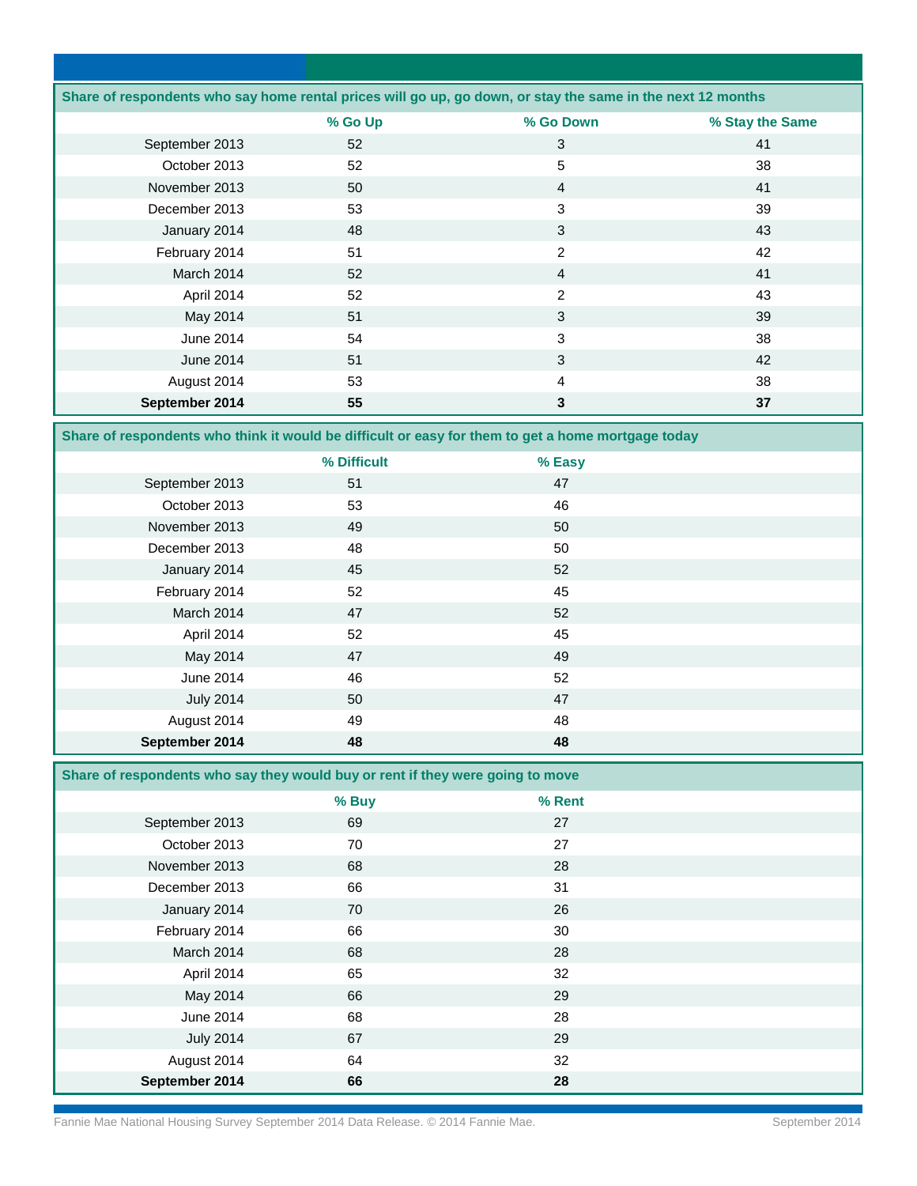| Share of respondents who say home rental prices will go up, go down, or stay the same in the next 12 months | | | |
|---|---|---|---|
| | % Go Up | % Go Down | % Stay the Same |
| September 2013 | 52 | 3 | 41 |
| October 2013 | 52 | 5 | 38 |
| November 2013 | 50 | 4 | 41 |
| December 2013 | 53 | 3 | 39 |
| January 2014 | 48 | 3 | 43 |
| February 2014 | 51 | 2 | 42 |
| March 2014 | 52 | 4 | 41 |
| April 2014 | 52 | 2 | 43 |
| May 2014 | 51 | 3 | 39 |
| June 2014 | 54 | 3 | 38 |
| June 2014 | 51 | 3 | 42 |
| August 2014 | 53 | 4 | 38 |
| **September 2014** | **55** | **3** | **37** |

| Share of respondents who think it would be difficult or easy for them to get a home mortgage today | | |
|---|---|---|
| | % Difficult | % Easy |
| September 2013 | 51 | 47 |
| October 2013 | 53 | 46 |
| November 2013 | 49 | 50 |
| December 2013 | 48 | 50 |
| January 2014 | 45 | 52 |
| February 2014 | 52 | 45 |
| March 2014 | 47 | 52 |
| April 2014 | 52 | 45 |
| May 2014 | 47 | 49 |
| June 2014 | 46 | 52 |
| July 2014 | 50 | 47 |
| August 2014 | 49 | 48 |
| **September 2014** | **48** | **48** |

| Share of respondents who say they would buy or rent if they were going to move | | |
|---|---|---|
| | % Buy | % Rent |
| September 2013 | 69 | 27 |
| October 2013 | 70 | 27 |
| November 2013 | 68 | 28 |
| December 2013 | 66 | 31 |
| January 2014 | 70 | 26 |
| February 2014 | 66 | 30 |
| March 2014 | 68 | 28 |
| April 2014 | 65 | 32 |
| May 2014 | 66 | 29 |
| June 2014 | 68 | 28 |
| July 2014 | 67 | 29 |
| August 2014 | 64 | 32 |
| **September 2014** | **66** | **28** |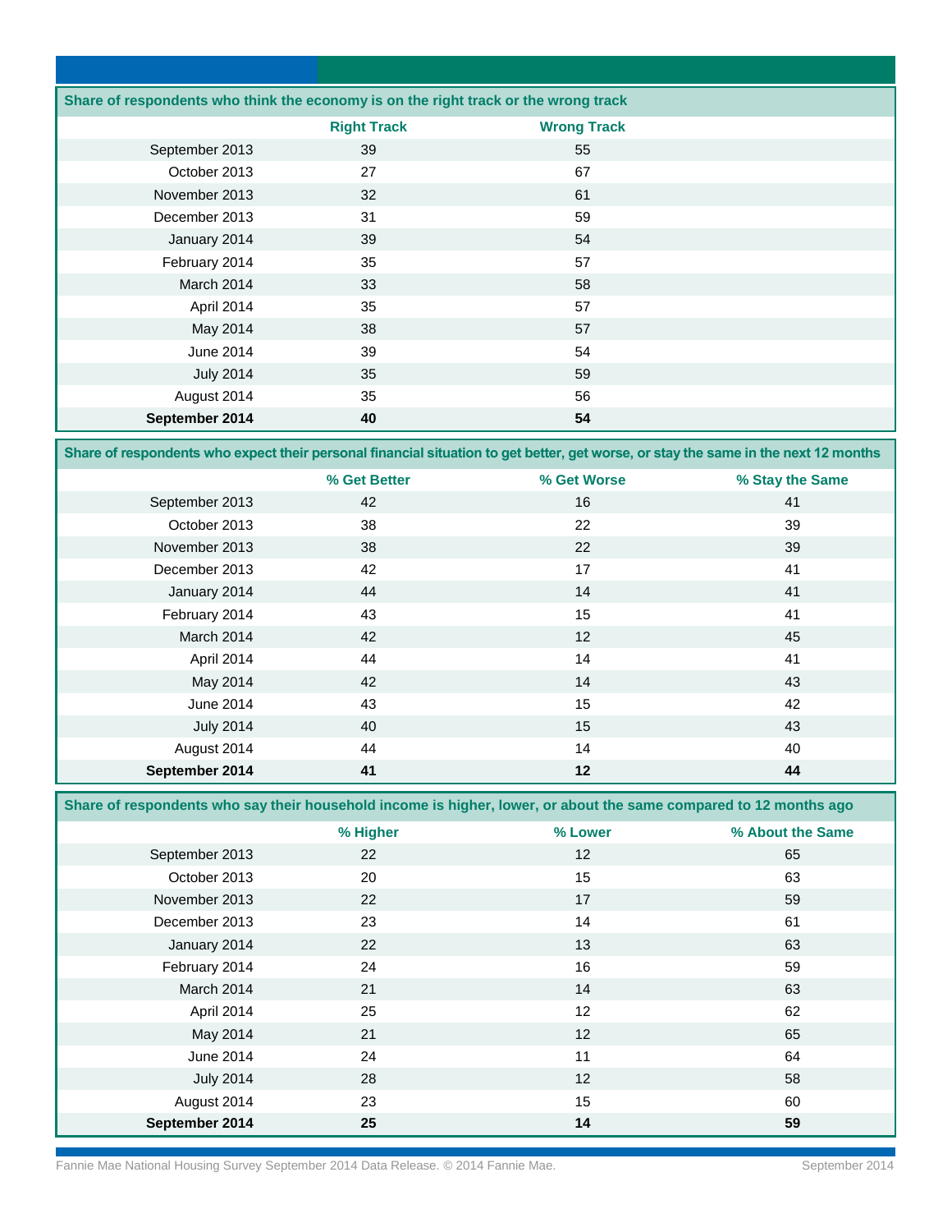**Share of respondents who think the economy is on the right track or the wrong track**

| | Right Track | Wrong Track |
|---|---|---|
| September 2013 | 39 | 55 |
| October 2013 | 27 | 67 |
| November 2013 | 32 | 61 |
| December 2013 | 31 | 59 |
| January 2014 | 39 | 54 |
| February 2014 | 35 | 57 |
| March 2014 | 33 | 58 |
| April 2014 | 35 | 57 |
| May 2014 | 38 | 57 |
| June 2014 | 39 | 54 |
| July 2014 | 35 | 59 |
| August 2014 | 35 | 56 |
| **September 2014** | **40** | **54** |

**Share of respondents who expect their personal financial situation to get better, get worse, or stay the same in the next 12 months**

| | % Get Better | % Get Worse | % Stay the Same |
|---|---|---|---|
| September 2013 | 42 | 16 | 41 |
| October 2013 | 38 | 22 | 39 |
| November 2013 | 38 | 22 | 39 |
| December 2013 | 42 | 17 | 41 |
| January 2014 | 44 | 14 | 41 |
| February 2014 | 43 | 15 | 41 |
| March 2014 | 42 | 12 | 45 |
| April 2014 | 44 | 14 | 41 |
| May 2014 | 42 | 14 | 43 |
| June 2014 | 43 | 15 | 42 |
| July 2014 | 40 | 15 | 43 |
| August 2014 | 44 | 14 | 40 |
| **September 2014** | **41** | **12** | **44** |

**Share of respondents who say their household income is higher, lower, or about the same compared to 12 months ago**

| | % Higher | % Lower | % About the Same |
|---|---|---|---|
| September 2013 | 22 | 12 | 65 |
| October 2013 | 20 | 15 | 63 |
| November 2013 | 22 | 17 | 59 |
| December 2013 | 23 | 14 | 61 |
| January 2014 | 22 | 13 | 63 |
| February 2014 | 24 | 16 | 59 |
| March 2014 | 21 | 14 | 63 |
| April 2014 | 25 | 12 | 62 |
| May 2014 | 21 | 12 | 65 |
| June 2014 | 24 | 11 | 64 |
| July 2014 | 28 | 12 | 58 |
| August 2014 | 23 | 15 | 60 |
| **September 2014** | **25** | **14** | **59** |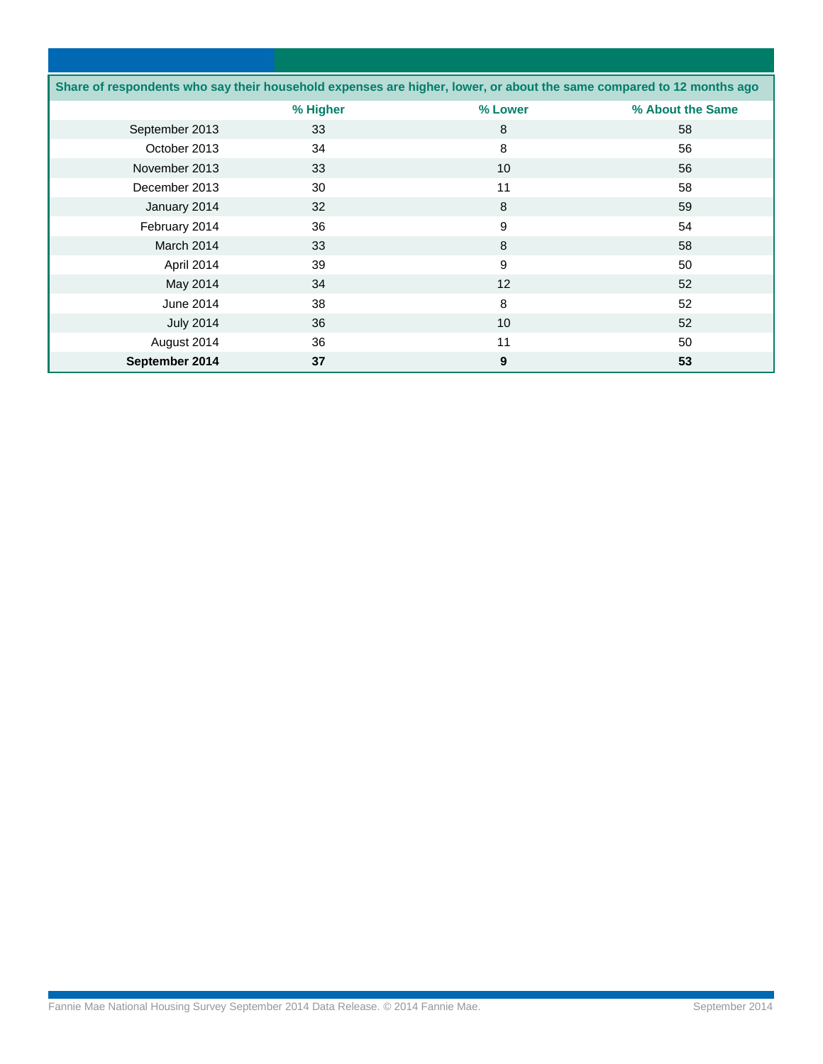| Share of respondents who say their household expenses are higher, lower, or about the same compared to 12 months ago | | | |
|---|---|---|---|
| | % Higher | % Lower | % About the Same |
| September 2013 | 33 | 8 | 58 |
| October 2013 | 34 | 8 | 56 |
| November 2013 | 33 | 10 | 56 |
| December 2013 | 30 | 11 | 58 |
| January 2014 | 32 | 8 | 59 |
| February 2014 | 36 | 9 | 54 |
| March 2014 | 33 | 8 | 58 |
| April 2014 | 39 | 9 | 50 |
| May 2014 | 34 | 12 | 52 |
| June 2014 | 38 | 8 | 52 |
| July 2014 | 36 | 10 | 52 |
| August 2014 | 36 | 11 | 50 |
| **September 2014** | **37** | **9** | **53** |